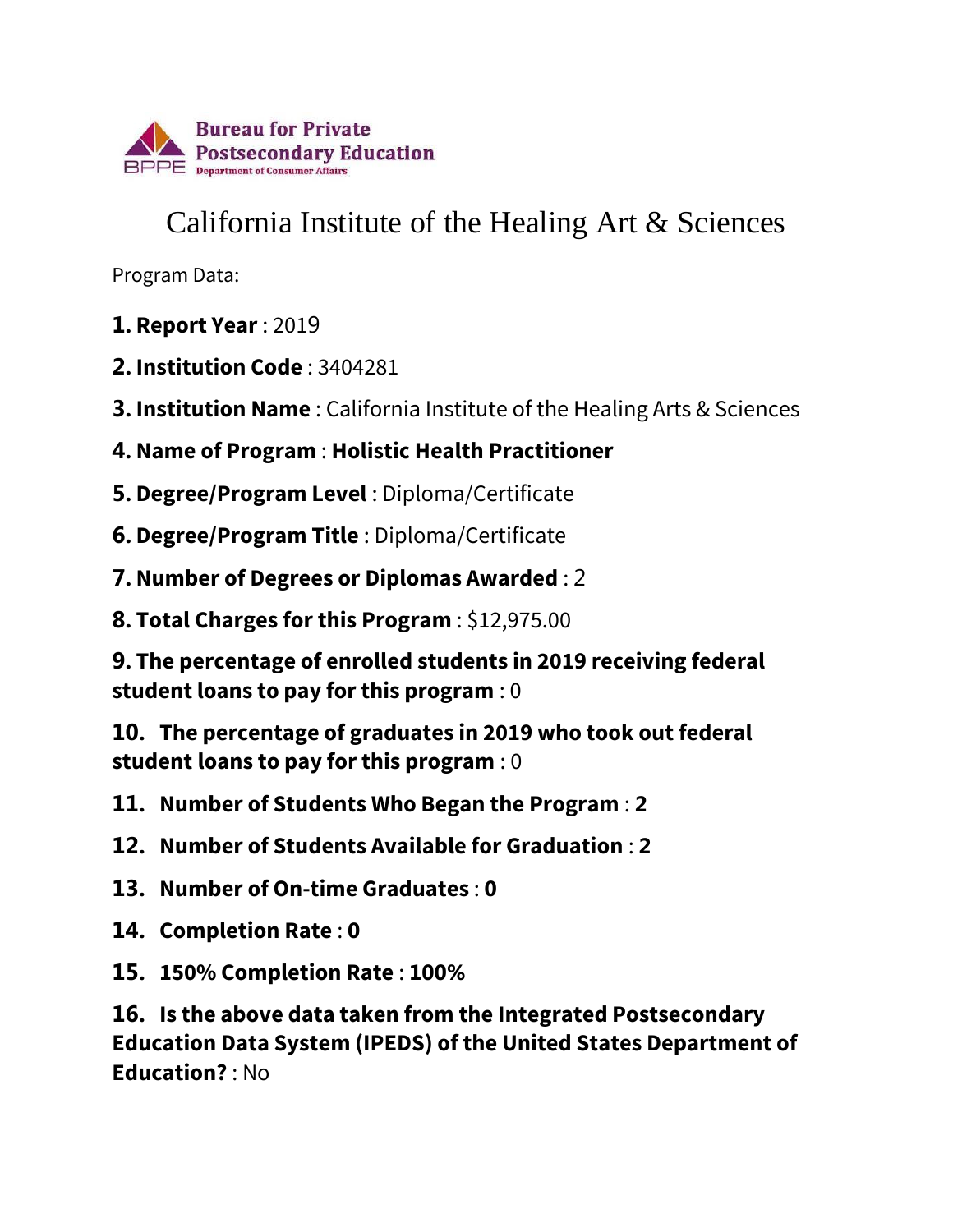Bureau for Private Postsecondary Education
Department of Consumer Affairs

# California Institute of the Healing Art & Sciences

Program Data:

**1. Report Year** : 2019

**2. Institution Code** : 3404281

**3. Institution Name** : California Institute of the Healing Arts & Sciences

**4. Name of Program** : **Holistic Health Practitioner**

**5. Degree/Program Level** : Diploma/Certificate

**6. Degree/Program Title** : Diploma/Certificate

**7. Number of Degrees or Diplomas Awarded** : 2

**8. Total Charges for this Program** : $12,975.00

**9. The percentage of enrolled students in 2019 receiving federal student loans to pay for this program** : 0

**10. The percentage of graduates in 2019 who took out federal student loans to pay for this program** : 0

**11. Number of Students Who Began the Program** : **2**

**12. Number of Students Available for Graduation** : **2**

**13. Number of On-time Graduates** : **0**

**14. Completion Rate** : **0**

**15. 150% Completion Rate** : **100%**

**16. Is the above data taken from the Integrated Postsecondary Education Data System (IPEDS) of the United States Department of Education?** : No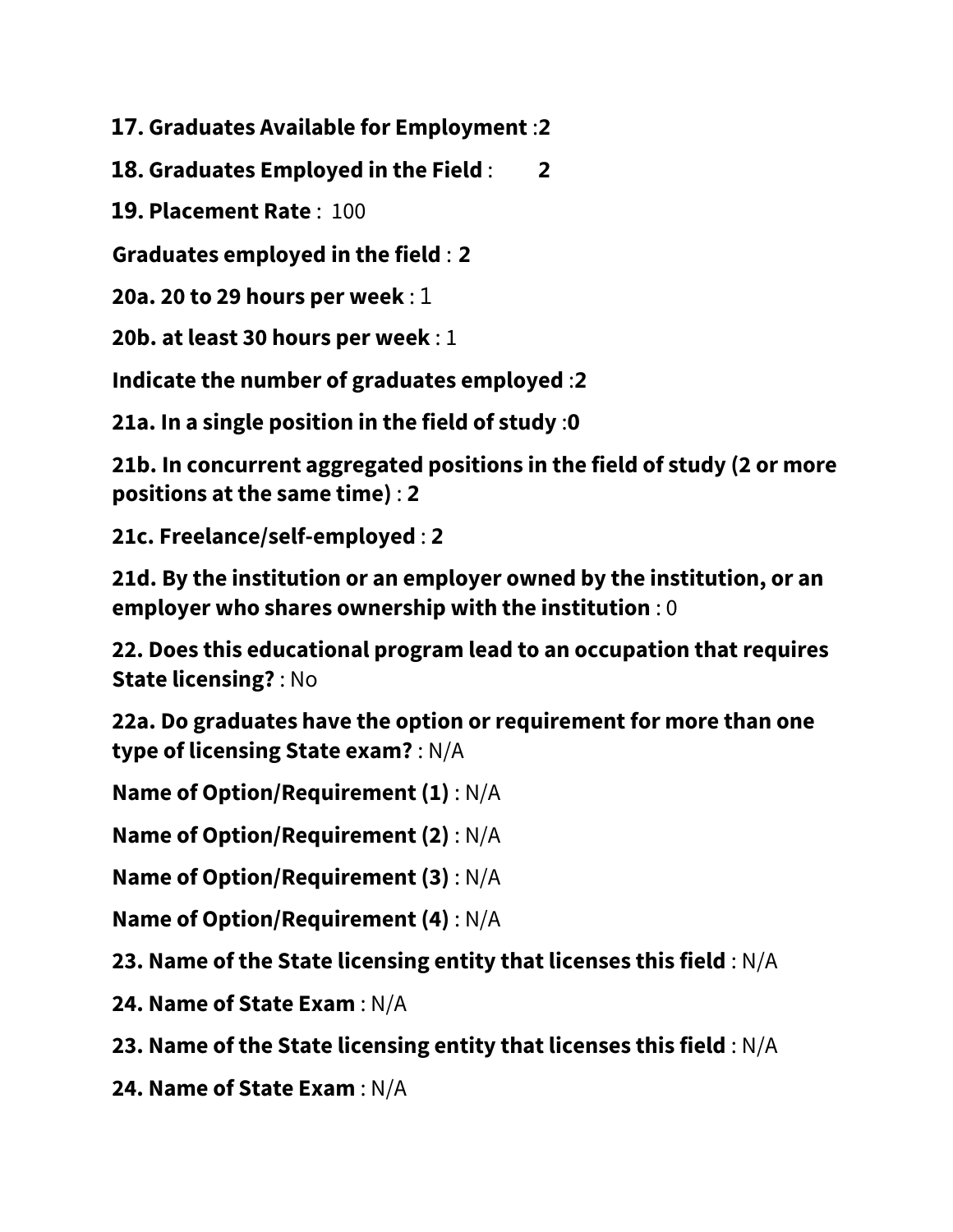**17. Graduates Available for Employment** :**2**

**18. Graduates Employed in the Field** : **2**

**19. Placement Rate** : 100

**Graduates employed in the field** : **2**

**20a. 20 to 29 hours per week** : 1

**20b. at least 30 hours per week** : 1

**Indicate the number of graduates employed** :**2**

**21a. In a single position in the field of study** :**0**

**21b. In concurrent aggregated positions in the field of study (2 or more positions at the same time)** : **2**

**21c. Freelance/self-employed** : **2**

**21d. By the institution or an employer owned by the institution, or an employer who shares ownership with the institution** : 0

**22. Does this educational program lead to an occupation that requires State licensing?** : No

**22a. Do graduates have the option or requirement for more than one type of licensing State exam?** : N/A

**Name of Option/Requirement (1)** : N/A

**Name of Option/Requirement (2)** : N/A

**Name of Option/Requirement (3)** : N/A

**Name of Option/Requirement (4)** : N/A

**23. Name of the State licensing entity that licenses this field** : N/A

**24. Name of State Exam** : N/A

**23. Name of the State licensing entity that licenses this field** : N/A

**24. Name of State Exam** : N/A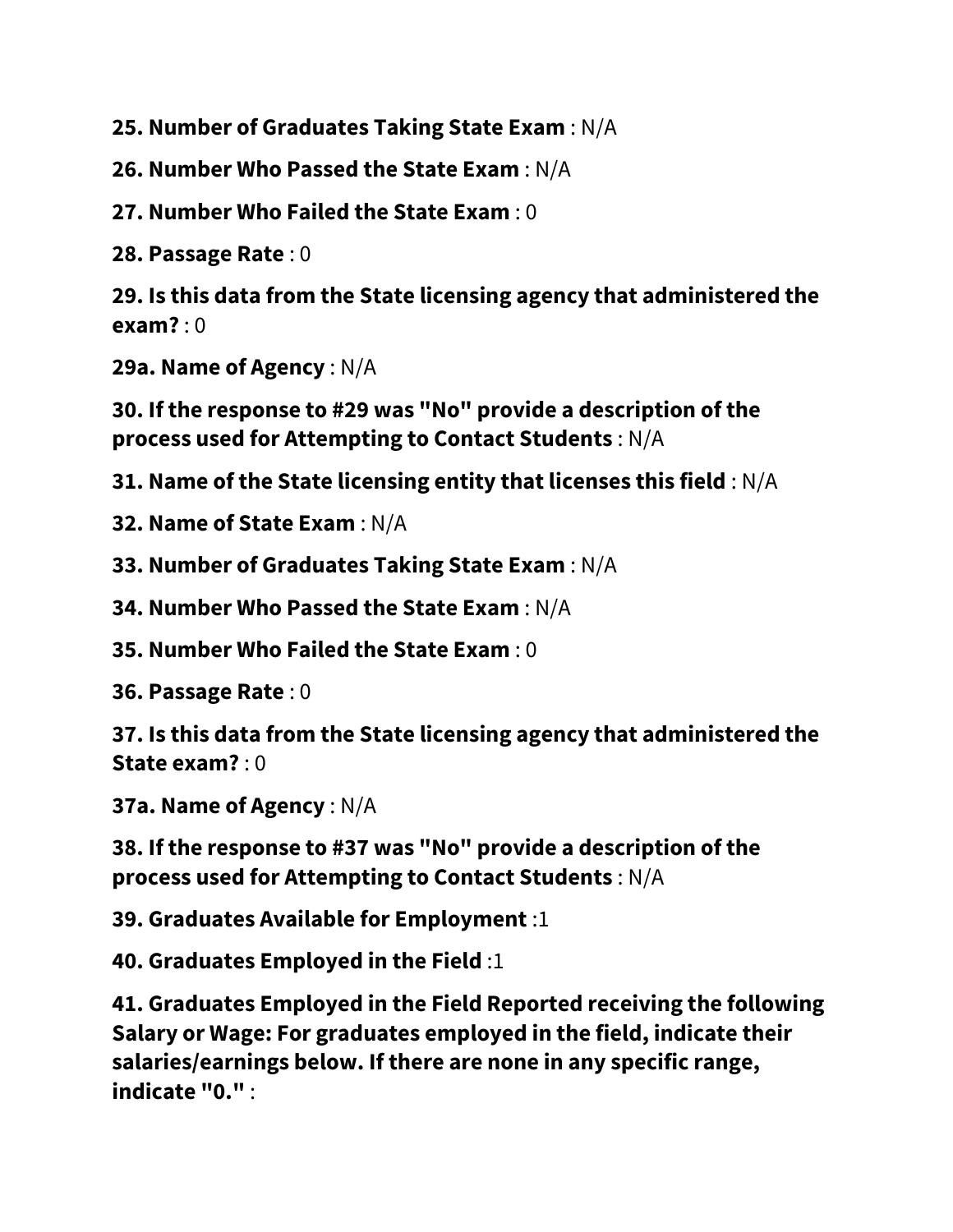**25. Number of Graduates Taking State Exam** : N/A

**26. Number Who Passed the State Exam** : N/A

**27. Number Who Failed the State Exam** : 0

**28. Passage Rate** : 0

**29. Is this data from the State licensing agency that administered the exam?** : 0

**29a. Name of Agency** : N/A

**30. If the response to #29 was "No" provide a description of the process used for Attempting to Contact Students** : N/A

**31. Name of the State licensing entity that licenses this field** : N/A

**32. Name of State Exam** : N/A

**33. Number of Graduates Taking State Exam** : N/A

**34. Number Who Passed the State Exam** : N/A

**35. Number Who Failed the State Exam** : 0

**36. Passage Rate** : 0

**37. Is this data from the State licensing agency that administered the State exam?** : 0

**37a. Name of Agency** : N/A

**38. If the response to #37 was "No" provide a description of the process used for Attempting to Contact Students** : N/A

**39. Graduates Available for Employment** :1

**40. Graduates Employed in the Field** :1

**41. Graduates Employed in the Field Reported receiving the following Salary or Wage: For graduates employed in the field, indicate their salaries/earnings below. If there are none in any specific range, indicate "0."** :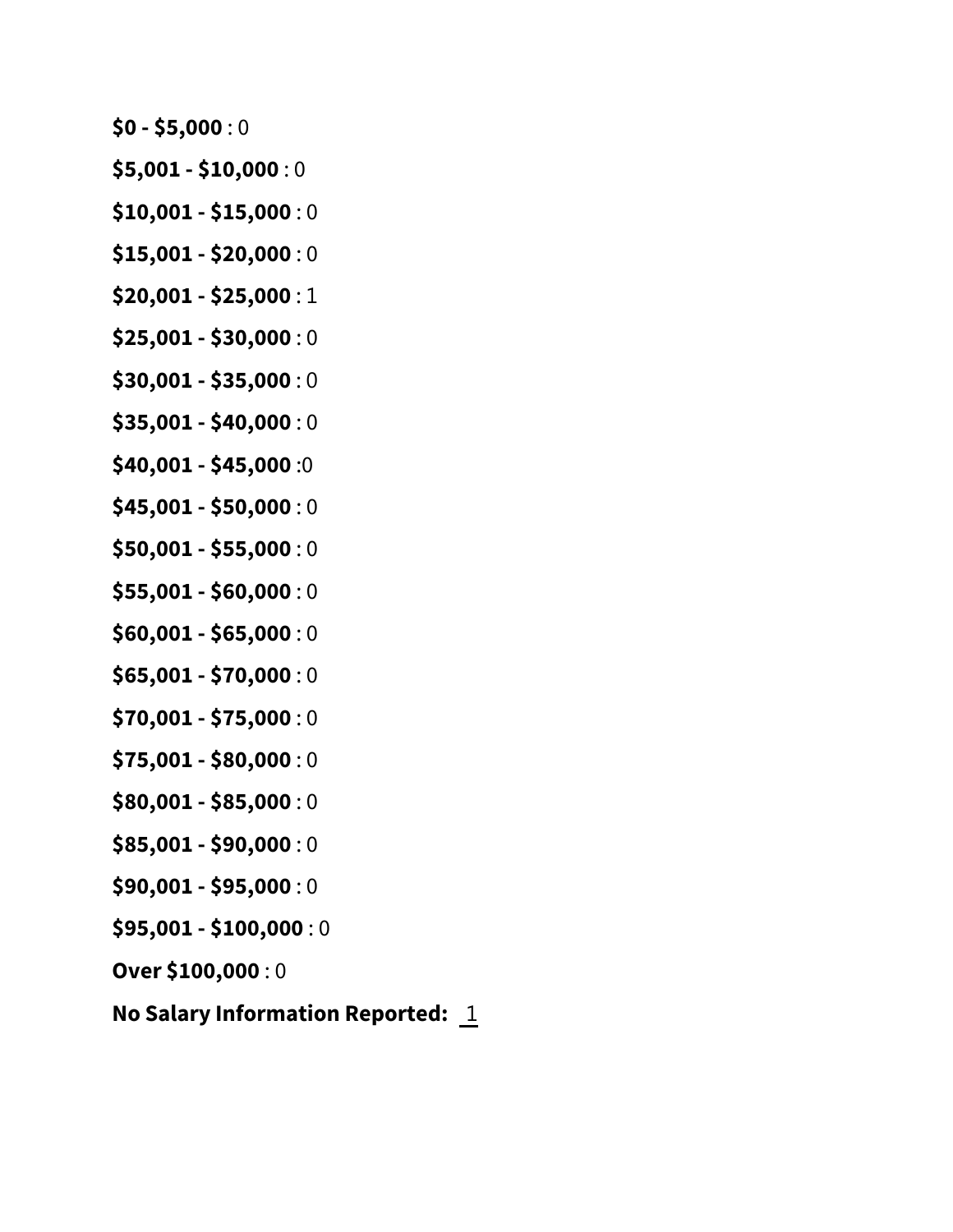**$0 - $5,000** : 0

**$5,001 - $10,000** : 0

**$10,001 - $15,000** : 0

**$15,001 - $20,000** : 0

**$20,001 - $25,000** : 1

**$25,001 - $30,000** : 0

**$30,001 - $35,000** : 0

**$35,001 - $40,000** : 0

**$40,001 - $45,000** :0

**$45,001 - $50,000** : 0

**$50,001 - $55,000** : 0

**$55,001 - $60,000** : 0

**$60,001 - $65,000** : 0

**$65,001 - $70,000** : 0

**$70,001 - $75,000** : 0

**$75,001 - $80,000** : 0

**$80,001 - $85,000** : 0

**$85,001 - $90,000** : 0

**$90,001 - $95,000** : 0

**$95,001 - $100,000** : 0

**Over $100,000** : 0

**No Salary Information Reported:** 1